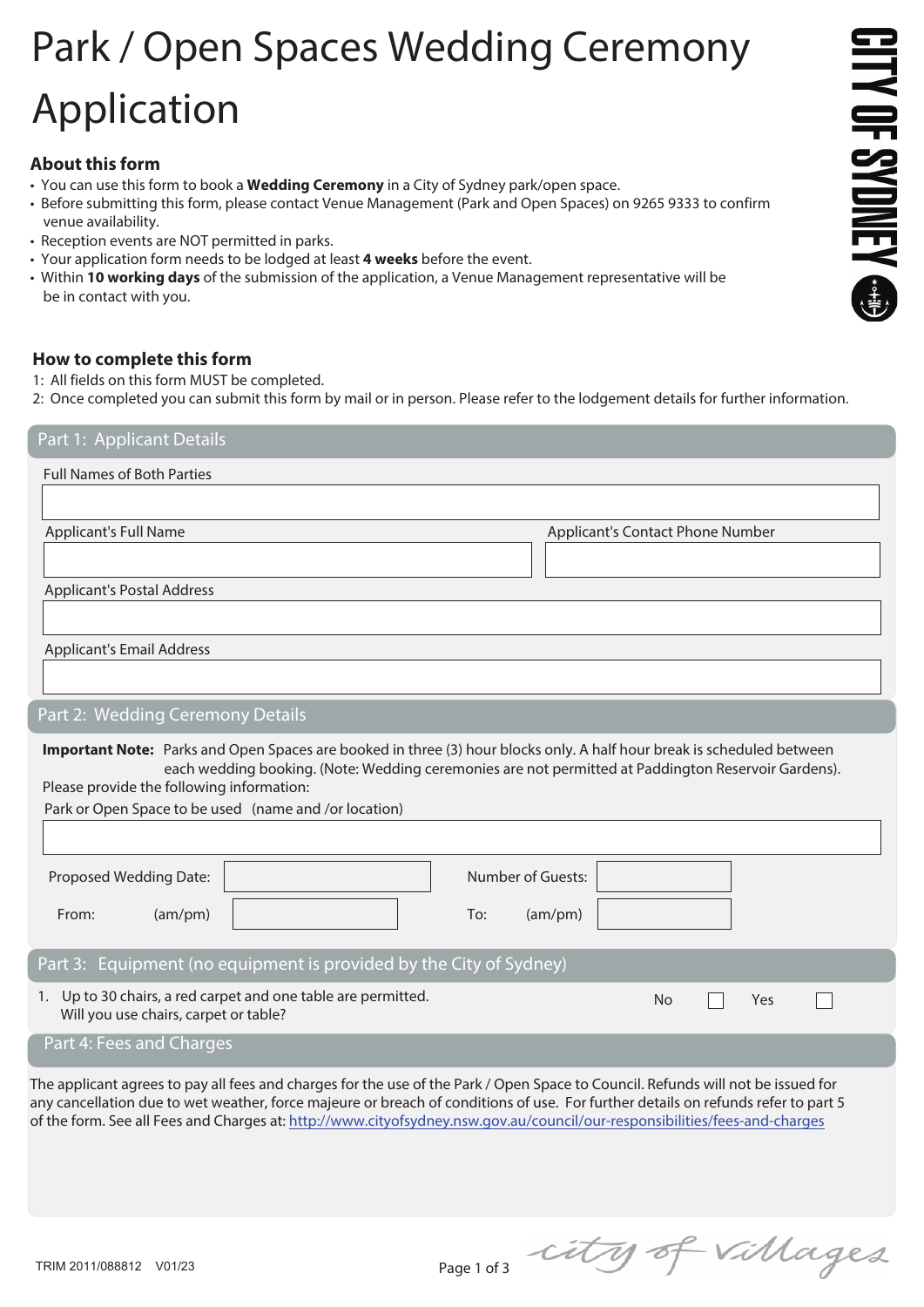# Park / Open Spaces Wedding Ceremony Application

CITY OF SYDNEY

## About this form

- You can use this form to book a **Wedding Ceremony** in a City of Sydney park/open space.
- Before submitting this form, please contact Venue Management (Park and Open Spaces) on 9265 9333 to confirm venue availability.
- Reception events are NOT permitted in parks.
- Your application form needs to be lodged at least **4 weeks** before the event.
- Within **10 working days** of the submission of the application, a Venue Management representative will be be in contact with you.

## How to complete this form

1: All fields on this form MUST be completed.
2: Once completed you can submit this form by mail or in person. Please refer to the lodgement details for further information.

## Part 1: Applicant Details

Full Names of Both Parties

Applicant's Full Name

Applicant's Contact Phone Number

Applicant's Postal Address

Applicant's Email Address

## Part 2: Wedding Ceremony Details

**Important Note:** Parks and Open Spaces are booked in three (3) hour blocks only. A half hour break is scheduled between each wedding booking. (Note: Wedding ceremonies are not permitted at Paddington Reservoir Gardens).

Please provide the following information:

Park or Open Space to be used (name and /or location)

Proposed Wedding Date:

Number of Guests:

From: (am/pm)

To: (am/pm)

## Part 3: Equipment (no equipment is provided by the City of Sydney)

1. Up to 30 chairs, a red carpet and one table are permitted. Will you use chairs, carpet or table? No ☐ Yes ☐

## Part 4: Fees and Charges

The applicant agrees to pay all fees and charges for the use of the Park / Open Space to Council. Refunds will not be issued for any cancellation due to wet weather, force majeure or breach of conditions of use. For further details on refunds refer to part 5 of the form. See all Fees and Charges at: http://www.cityofsydney.nsw.gov.au/council/our-responsibilities/fees-and-charges

TRIM 2011/088812 V01/23

city of villages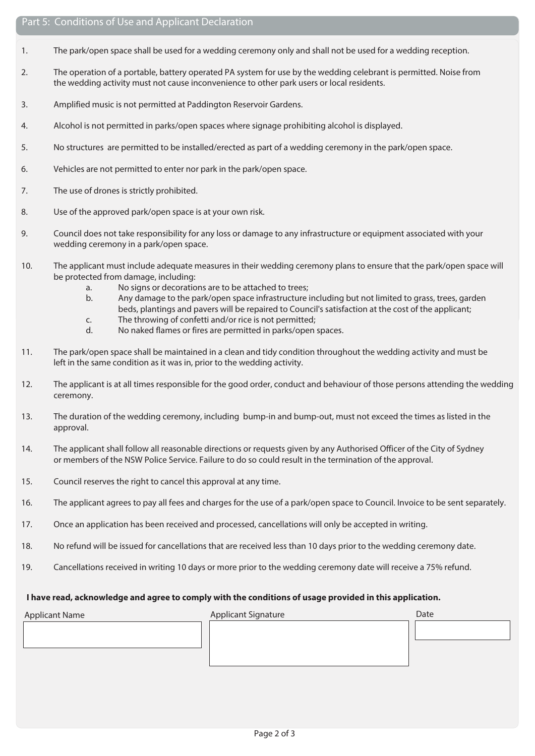## Part 5: Conditions of Use and Applicant Declaration

1. The park/open space shall be used for a wedding ceremony only and shall not be used for a wedding reception.

2. The operation of a portable, battery operated PA system for use by the wedding celebrant is permitted. Noise from the wedding activity must not cause inconvenience to other park users or local residents.

3. Amplified music is not permitted at Paddington Reservoir Gardens.

4. Alcohol is not permitted in parks/open spaces where signage prohibiting alcohol is displayed.

5. No structures are permitted to be installed/erected as part of a wedding ceremony in the park/open space.

6. Vehicles are not permitted to enter nor park in the park/open space.

7. The use of drones is strictly prohibited.

8. Use of the approved park/open space is at your own risk.

9. Council does not take responsibility for any loss or damage to any infrastructure or equipment associated with your wedding ceremony in a park/open space.

10. The applicant must include adequate measures in their wedding ceremony plans to ensure that the park/open space will be protected from damage, including:
    a. No signs or decorations are to be attached to trees;
    b. Any damage to the park/open space infrastructure including but not limited to grass, trees, garden beds, plantings and pavers will be repaired to Council's satisfaction at the cost of the applicant;
    c. The throwing of confetti and/or rice is not permitted;
    d. No naked flames or fires are permitted in parks/open spaces.

11. The park/open space shall be maintained in a clean and tidy condition throughout the wedding activity and must be left in the same condition as it was in, prior to the wedding activity.

12. The applicant is at all times responsible for the good order, conduct and behaviour of those persons attending the wedding ceremony.

13. The duration of the wedding ceremony, including bump-in and bump-out, must not exceed the times as listed in the approval.

14. The applicant shall follow all reasonable directions or requests given by any Authorised Officer of the City of Sydney or members of the NSW Police Service. Failure to do so could result in the termination of the approval.

15. Council reserves the right to cancel this approval at any time.

16. The applicant agrees to pay all fees and charges for the use of a park/open space to Council. Invoice to be sent separately.

17. Once an application has been received and processed, cancellations will only be accepted in writing.

18. No refund will be issued for cancellations that are received less than 10 days prior to the wedding ceremony date.

19. Cancellations received in writing 10 days or more prior to the wedding ceremony date will receive a 75% refund.

**I have read, acknowledge and agree to comply with the conditions of usage provided in this application.**

| Applicant Name | Applicant Signature | Date |
| --- | --- | --- |
| | | |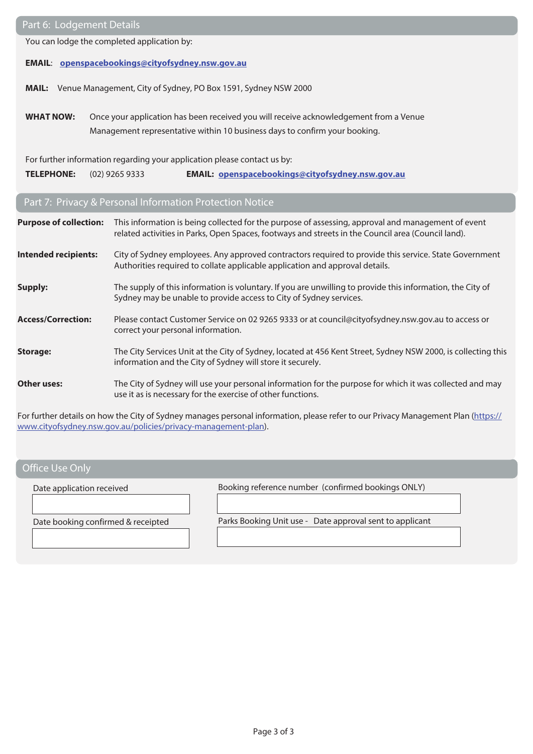## Part 6: Lodgement Details

You can lodge the completed application by:

**EMAIL**: **openspacebookings@cityofsydney.nsw.gov.au**

**MAIL:** Venue Management, City of Sydney, PO Box 1591, Sydney NSW 2000

**WHAT NOW:** Once your application has been received you will receive acknowledgement from a Venue Management representative within 10 business days to confirm your booking.

For further information regarding your application please contact us by:

**TELEPHONE:** (02) 9265 9333 **EMAIL:** **openspacebookings@cityofsydney.nsw.gov.au**

## Part 7: Privacy & Personal Information Protection Notice

**Purpose of collection:** This information is being collected for the purpose of assessing, approval and management of event related activities in Parks, Open Spaces, footways and streets in the Council area (Council land).

**Intended recipients:** City of Sydney employees. Any approved contractors required to provide this service. State Government Authorities required to collate applicable application and approval details.

**Supply:** The supply of this information is voluntary. If you are unwilling to provide this information, the City of Sydney may be unable to provide access to City of Sydney services.

**Access/Correction:** Please contact Customer Service on 02 9265 9333 or at council@cityofsydney.nsw.gov.au to access or correct your personal information.

**Storage:** The City Services Unit at the City of Sydney, located at 456 Kent Street, Sydney NSW 2000, is collecting this information and the City of Sydney will store it securely.

**Other uses:** The City of Sydney will use your personal information for the purpose for which it was collected and may use it as is necessary for the exercise of other functions.

For further details on how the City of Sydney manages personal information, please refer to our Privacy Management Plan (https://www.cityofsydney.nsw.gov.au/policies/privacy-management-plan).

## Office Use Only

Date application received

Booking reference number (confirmed bookings ONLY)

Date booking confirmed & receipted

Parks Booking Unit use - Date approval sent to applicant